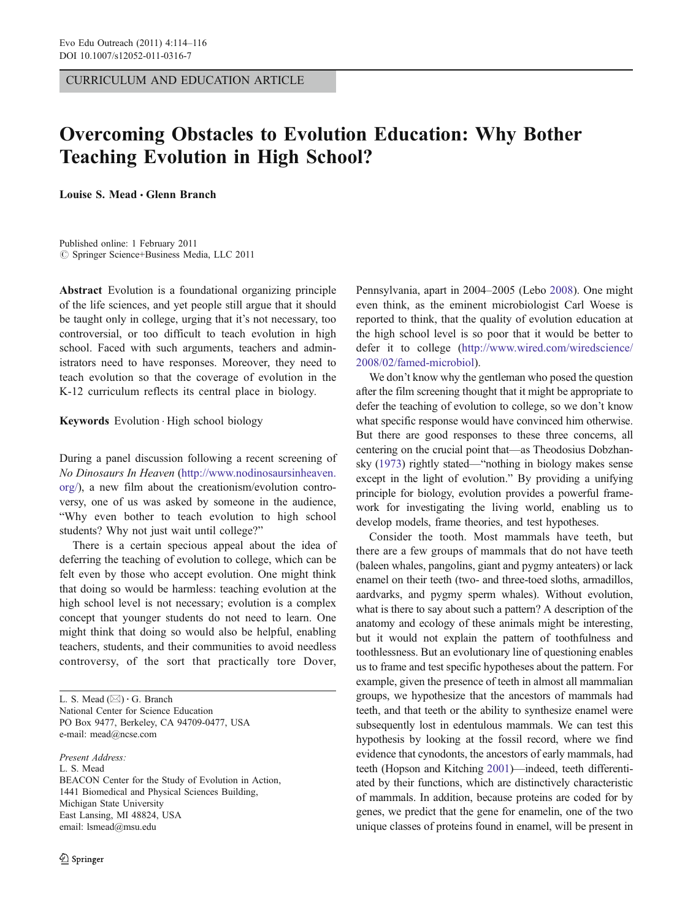CURRICULUM AND EDUCATION ARTICLE

# Overcoming Obstacles to Evolution Education: Why Bother Teaching Evolution in High School?

**Louise S. Mead · Glenn Branch**

Published online: 1 February 2011
© Springer Science+Business Media, LLC 2011

**Abstract** Evolution is a foundational organizing principle of the life sciences, and yet people still argue that it should be taught only in college, urging that it's not necessary, too controversial, or too difficult to teach evolution in high school. Faced with such arguments, teachers and administrators need to have responses. Moreover, they need to teach evolution so that the coverage of evolution in the K-12 curriculum reflects its central place in biology.

**Keywords** Evolution · High school biology

During a panel discussion following a recent screening of *No Dinosaurs In Heaven* (http://www.nodinosaursinheaven.org/), a new film about the creationism/evolution controversy, one of us was asked by someone in the audience, "Why even bother to teach evolution to high school students? Why not just wait until college?"

There is a certain specious appeal about the idea of deferring the teaching of evolution to college, which can be felt even by those who accept evolution. One might think that doing so would be harmless: teaching evolution at the high school level is not necessary; evolution is a complex concept that younger students do not need to learn. One might think that doing so would also be helpful, enabling teachers, students, and their communities to avoid needless controversy, of the sort that practically tore Dover, Pennsylvania, apart in 2004–2005 (Lebo 2008). One might even think, as the eminent microbiologist Carl Woese is reported to think, that the quality of evolution education at the high school level is so poor that it would be better to defer it to college (http://www.wired.com/wiredscience/2008/02/famed-microbiol).

We don't know why the gentleman who posed the question after the film screening thought that it might be appropriate to defer the teaching of evolution to college, so we don't know what specific response would have convinced him otherwise. But there are good responses to these three concerns, all centering on the crucial point that—as Theodosius Dobzhansky (1973) rightly stated—"nothing in biology makes sense except in the light of evolution." By providing a unifying principle for biology, evolution provides a powerful framework for investigating the living world, enabling us to develop models, frame theories, and test hypotheses.

Consider the tooth. Most mammals have teeth, but there are a few groups of mammals that do not have teeth (baleen whales, pangolins, giant and pygmy anteaters) or lack enamel on their teeth (two- and three-toed sloths, armadillos, aardvarks, and pygmy sperm whales). Without evolution, what is there to say about such a pattern? A description of the anatomy and ecology of these animals might be interesting, but it would not explain the pattern of toothfulness and toothlessness. But an evolutionary line of questioning enables us to frame and test specific hypotheses about the pattern. For example, given the presence of teeth in almost all mammalian groups, we hypothesize that the ancestors of mammals had teeth, and that teeth or the ability to synthesize enamel were subsequently lost in edentulous mammals. We can test this hypothesis by looking at the fossil record, where we find evidence that cynodonts, the ancestors of early mammals, had teeth (Hopson and Kitching 2001)—indeed, teeth differentiated by their functions, which are distinctively characteristic of mammals. In addition, because proteins are coded for by genes, we predict that the gene for enamelin, one of the two unique classes of proteins found in enamel, will be present in

---

L. S. Mead (✉) · G. Branch
National Center for Science Education
PO Box 9477, Berkeley, CA 94709-0477, USA
e-mail: mead@ncse.com

*Present Address:*
L. S. Mead
BEACON Center for the Study of Evolution in Action,
1441 Biomedical and Physical Sciences Building,
Michigan State University
East Lansing, MI 48824, USA
email: lsmead@msu.edu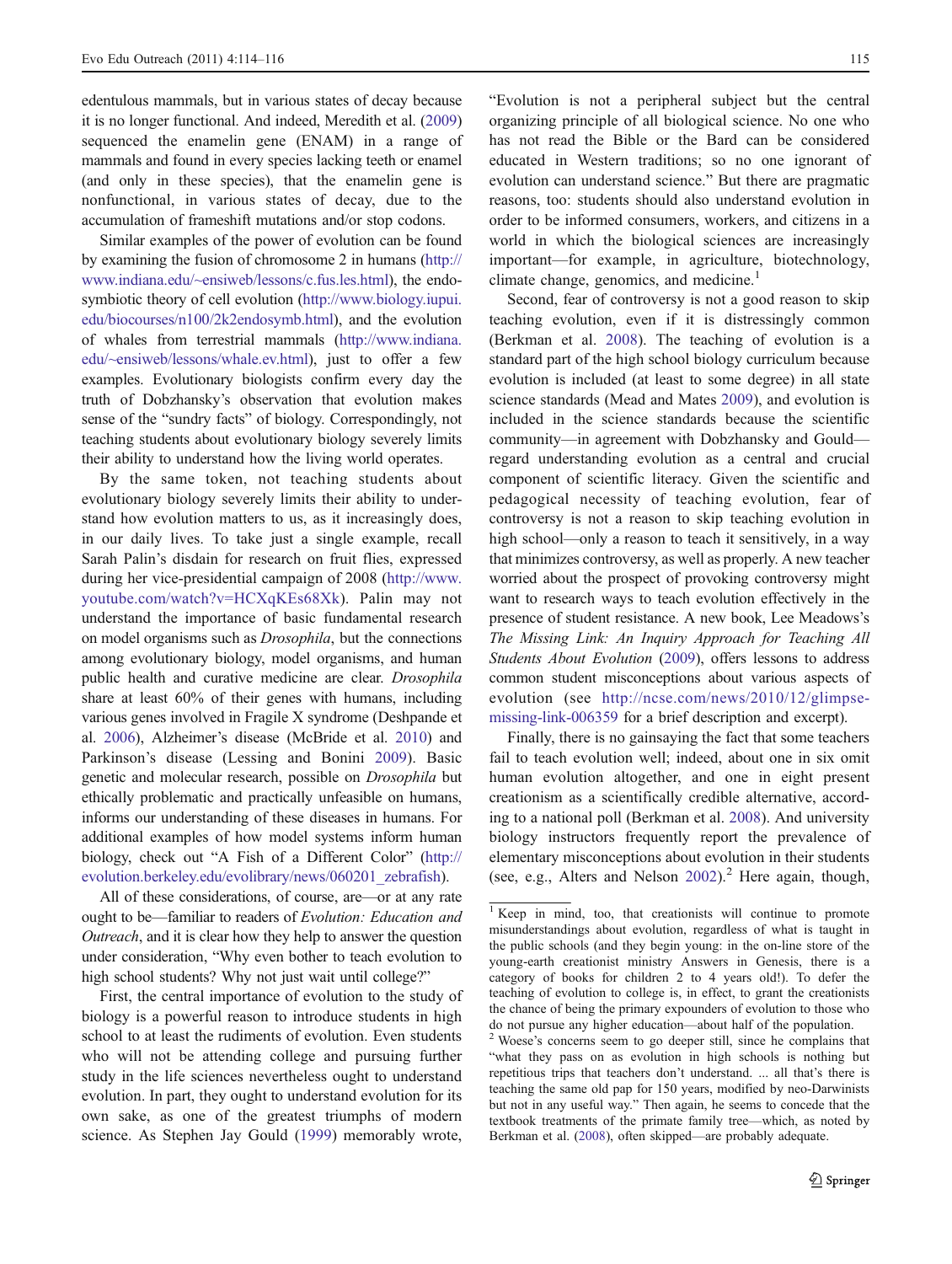edentulous mammals, but in various states of decay because it is no longer functional. And indeed, Meredith et al. (2009) sequenced the enamelin gene (ENAM) in a range of mammals and found in every species lacking teeth or enamel (and only in these species), that the enamelin gene is nonfunctional, in various states of decay, due to the accumulation of frameshift mutations and/or stop codons.

Similar examples of the power of evolution can be found by examining the fusion of chromosome 2 in humans (http://www.indiana.edu/~ensiweb/lessons/c.fus.les.html), the endosymbiotic theory of cell evolution (http://www.biology.iupui.edu/biocourses/n100/2k2endosymb.html), and the evolution of whales from terrestrial mammals (http://www.indiana.edu/~ensiweb/lessons/whale.ev.html), just to offer a few examples. Evolutionary biologists confirm every day the truth of Dobzhansky's observation that evolution makes sense of the "sundry facts" of biology. Correspondingly, not teaching students about evolutionary biology severely limits their ability to understand how the living world operates.

By the same token, not teaching students about evolutionary biology severely limits their ability to understand how evolution matters to us, as it increasingly does, in our daily lives. To take just a single example, recall Sarah Palin's disdain for research on fruit flies, expressed during her vice-presidential campaign of 2008 (http://www.youtube.com/watch?v=HCXqKEs68Xk). Palin may not understand the importance of basic fundamental research on model organisms such as *Drosophila*, but the connections among evolutionary biology, model organisms, and human public health and curative medicine are clear. *Drosophila* share at least 60% of their genes with humans, including various genes involved in Fragile X syndrome (Deshpande et al. 2006), Alzheimer's disease (McBride et al. 2010) and Parkinson's disease (Lessing and Bonini 2009). Basic genetic and molecular research, possible on *Drosophila* but ethically problematic and practically unfeasible on humans, informs our understanding of these diseases in humans. For additional examples of how model systems inform human biology, check out "A Fish of a Different Color" (http://evolution.berkeley.edu/evolibrary/news/060201_zebrafish).

All of these considerations, of course, are—or at any rate ought to be—familiar to readers of *Evolution: Education and Outreach*, and it is clear how they help to answer the question under consideration, "Why even bother to teach evolution to high school students? Why not just wait until college?"

First, the central importance of evolution to the study of biology is a powerful reason to introduce students in high school to at least the rudiments of evolution. Even students who will not be attending college and pursuing further study in the life sciences nevertheless ought to understand evolution. In part, they ought to understand evolution for its own sake, as one of the greatest triumphs of modern science. As Stephen Jay Gould (1999) memorably wrote, "Evolution is not a peripheral subject but the central organizing principle of all biological science. No one who has not read the Bible or the Bard can be considered educated in Western traditions; so no one ignorant of evolution can understand science." But there are pragmatic reasons, too: students should also understand evolution in order to be informed consumers, workers, and citizens in a world in which the biological sciences are increasingly important—for example, in agriculture, biotechnology, climate change, genomics, and medicine.[1]

Second, fear of controversy is not a good reason to skip teaching evolution, even if it is distressingly common (Berkman et al. 2008). The teaching of evolution is a standard part of the high school biology curriculum because evolution is included (at least to some degree) in all state science standards (Mead and Mates 2009), and evolution is included in the science standards because the scientific community—in agreement with Dobzhansky and Gould—regard understanding evolution as a central and crucial component of scientific literacy. Given the scientific and pedagogical necessity of teaching evolution, fear of controversy is not a reason to skip teaching evolution in high school—only a reason to teach it sensitively, in a way that minimizes controversy, as well as properly. A new teacher worried about the prospect of provoking controversy might want to research ways to teach evolution effectively in the presence of student resistance. A new book, Lee Meadows's *The Missing Link: An Inquiry Approach for Teaching All Students About Evolution* (2009), offers lessons to address common student misconceptions about various aspects of evolution (see http://ncse.com/news/2010/12/glimpse-missing-link-006359 for a brief description and excerpt).

Finally, there is no gainsaying the fact that some teachers fail to teach evolution well; indeed, about one in six omit human evolution altogether, and one in eight present creationism as a scientifically credible alternative, according to a national poll (Berkman et al. 2008). And university biology instructors frequently report the prevalence of elementary misconceptions about evolution in their students (see, e.g., Alters and Nelson 2002).[2] Here again, though,

---

[1] Keep in mind, too, that creationists will continue to promote misunderstandings about evolution, regardless of what is taught in the public schools (and they begin young: in the on-line store of the young-earth creationist ministry Answers in Genesis, there is a category of books for children 2 to 4 years old!). To defer the teaching of evolution to college is, in effect, to grant the creationists the chance of being the primary expounders of evolution to those who do not pursue any higher education—about half of the population.

[2] Woese's concerns seem to go deeper still, since he complains that "what they pass on as evolution in high schools is nothing but repetitious trips that teachers don't understand. ... all that's there is teaching the same old pap for 150 years, modified by neo-Darwinists but not in any useful way." Then again, he seems to concede that the textbook treatments of the primate family tree—which, as noted by Berkman et al. (2008), often skipped—are probably adequate.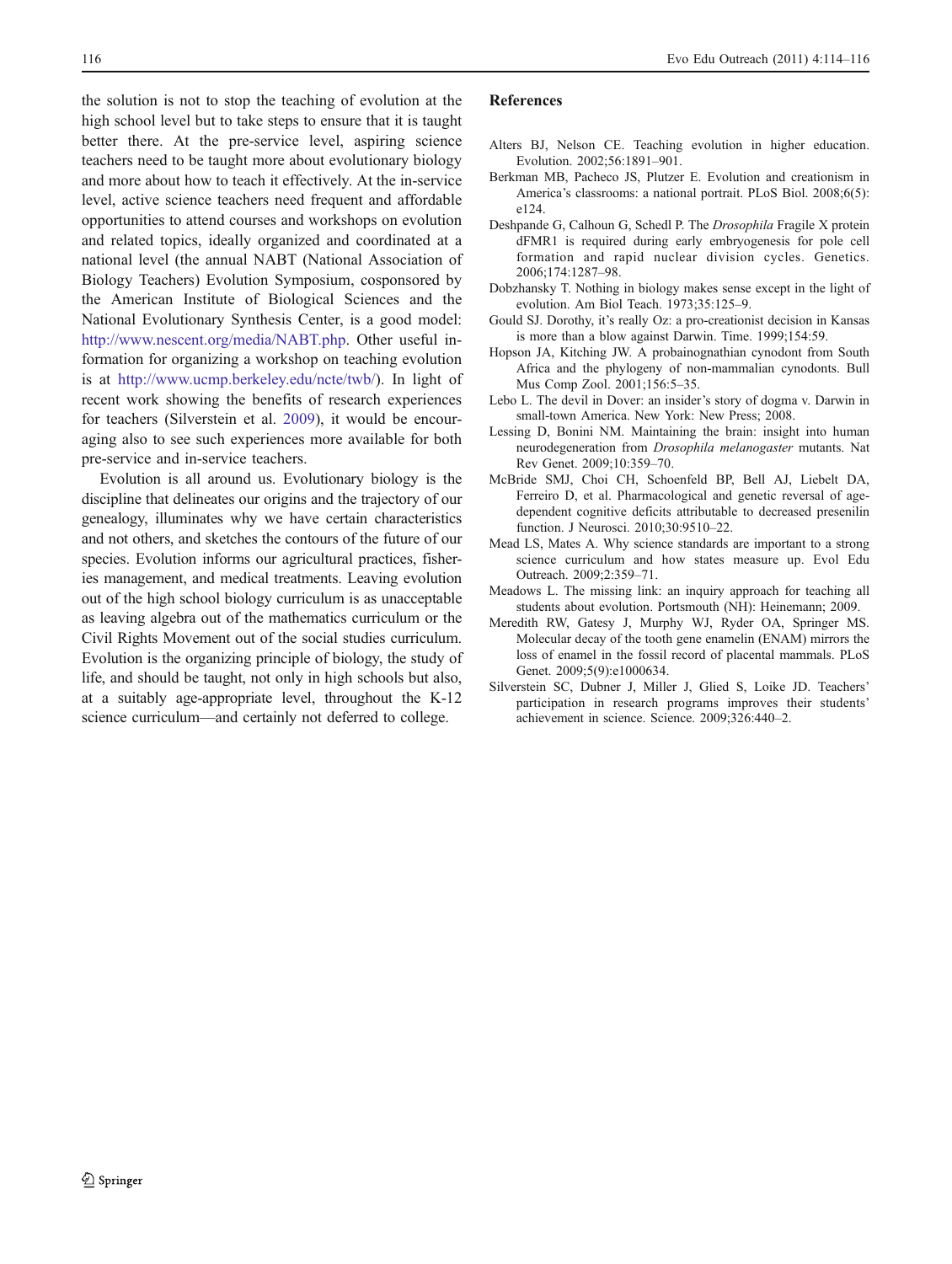the solution is not to stop the teaching of evolution at the high school level but to take steps to ensure that it is taught better there. At the pre-service level, aspiring science teachers need to be taught more about evolutionary biology and more about how to teach it effectively. At the in-service level, active science teachers need frequent and affordable opportunities to attend courses and workshops on evolution and related topics, ideally organized and coordinated at a national level (the annual NABT (National Association of Biology Teachers) Evolution Symposium, cosponsored by the American Institute of Biological Sciences and the National Evolutionary Synthesis Center, is a good model: http://www.nescent.org/media/NABT.php. Other useful information for organizing a workshop on teaching evolution is at http://www.ucmp.berkeley.edu/ncte/twb/). In light of recent work showing the benefits of research experiences for teachers (Silverstein et al. 2009), it would be encouraging also to see such experiences more available for both pre-service and in-service teachers.

Evolution is all around us. Evolutionary biology is the discipline that delineates our origins and the trajectory of our genealogy, illuminates why we have certain characteristics and not others, and sketches the contours of the future of our species. Evolution informs our agricultural practices, fisheries management, and medical treatments. Leaving evolution out of the high school biology curriculum is as unacceptable as leaving algebra out of the mathematics curriculum or the Civil Rights Movement out of the social studies curriculum. Evolution is the organizing principle of biology, the study of life, and should be taught, not only in high schools but also, at a suitably age-appropriate level, throughout the K-12 science curriculum—and certainly not deferred to college.

## References

Alters BJ, Nelson CE. Teaching evolution in higher education. Evolution. 2002;56:1891–901.

Berkman MB, Pacheco JS, Plutzer E. Evolution and creationism in America's classrooms: a national portrait. PLoS Biol. 2008;6(5):e124.

Deshpande G, Calhoun G, Schedl P. The *Drosophila* Fragile X protein dFMR1 is required during early embryogenesis for pole cell formation and rapid nuclear division cycles. Genetics. 2006;174:1287–98.

Dobzhansky T. Nothing in biology makes sense except in the light of evolution. Am Biol Teach. 1973;35:125–9.

Gould SJ. Dorothy, it's really Oz: a pro-creationist decision in Kansas is more than a blow against Darwin. Time. 1999;154:59.

Hopson JA, Kitching JW. A probainognathian cynodont from South Africa and the phylogeny of non-mammalian cynodonts. Bull Mus Comp Zool. 2001;156:5–35.

Lebo L. The devil in Dover: an insider's story of dogma v. Darwin in small-town America. New York: New Press; 2008.

Lessing D, Bonini NM. Maintaining the brain: insight into human neurodegeneration from *Drosophila melanogaster* mutants. Nat Rev Genet. 2009;10:359–70.

McBride SMJ, Choi CH, Schoenfeld BP, Bell AJ, Liebelt DA, Ferreiro D, et al. Pharmacological and genetic reversal of age-dependent cognitive deficits attributable to decreased presenilin function. J Neurosci. 2010;30:9510–22.

Mead LS, Mates A. Why science standards are important to a strong science curriculum and how states measure up. Evol Edu Outreach. 2009;2:359–71.

Meadows L. The missing link: an inquiry approach for teaching all students about evolution. Portsmouth (NH): Heinemann; 2009.

Meredith RW, Gatesy J, Murphy WJ, Ryder OA, Springer MS. Molecular decay of the tooth gene enamelin (ENAM) mirrors the loss of enamel in the fossil record of placental mammals. PLoS Genet. 2009;5(9):e1000634.

Silverstein SC, Dubner J, Miller J, Glied S, Loike JD. Teachers' participation in research programs improves their students' achievement in science. Science. 2009;326:440–2.